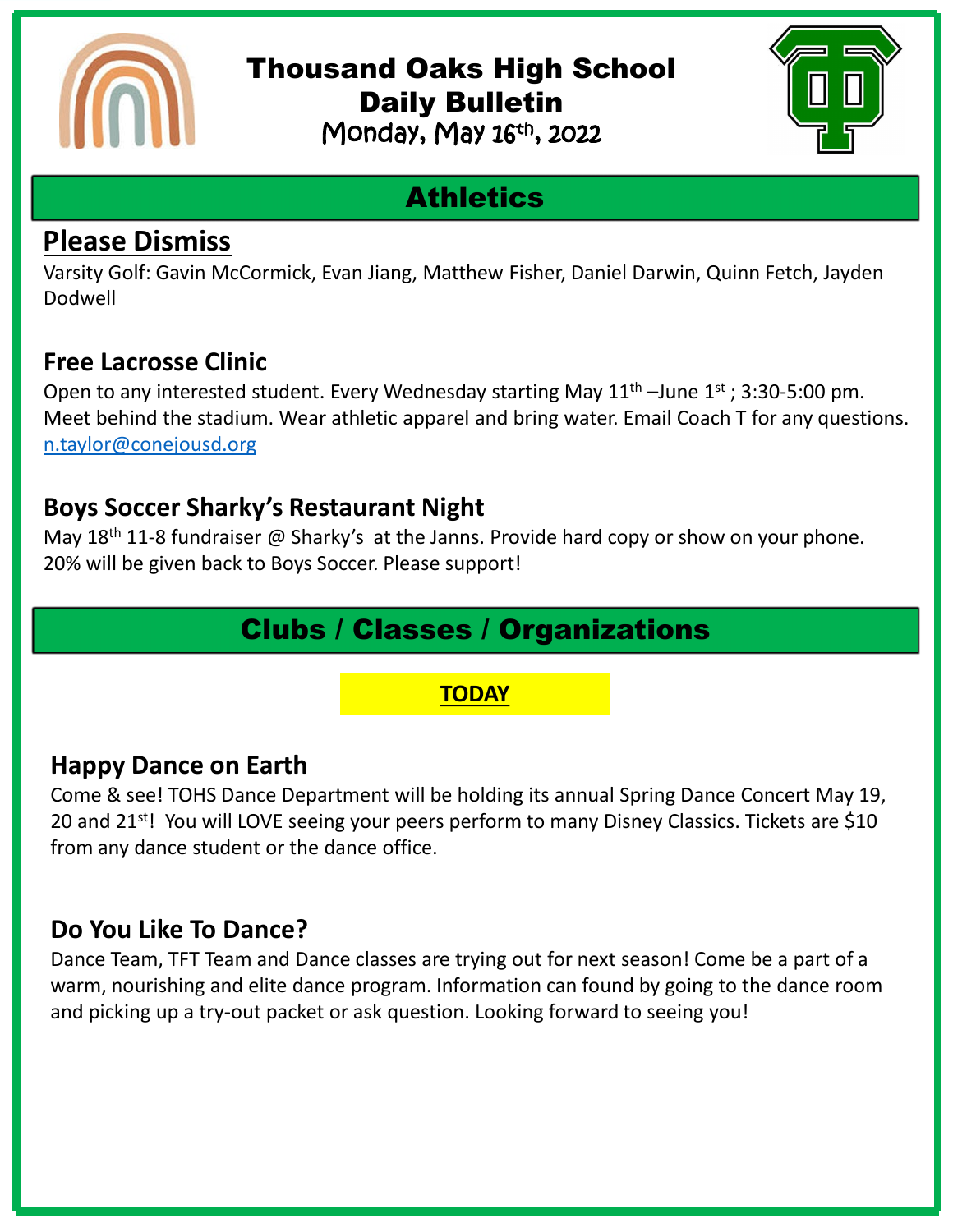# Thousand Oaks High School Daily Bulletin

Monday, May 16th, 2022

## Athletics

### Please Dismiss

Varsity Golf: Gavin McCormick, Evan Jiang, Matthew Fisher, Daniel Darwin, Quinn Fetch, Jayden Dodwell

### Free Lacrosse Clinic

Open to any interested student. Every Wednesday starting May 11th –June 1st ; 3:30-5:00 pm. Meet behind the stadium. Wear athletic apparel and bring water. Email Coach T for any questions. n.taylor@conejousd.org

### Boys Soccer Sharky's Restaurant Night

May 18th 11-8 fundraiser @ Sharky's at the Janns. Provide hard copy or show on your phone. 20% will be given back to Boys Soccer. Please support!

## Clubs / Classes / Organizations

**TODAY**

### Happy Dance on Earth

Come & see! TOHS Dance Department will be holding its annual Spring Dance Concert May 19, 20 and 21st! You will LOVE seeing your peers perform to many Disney Classics. Tickets are $10 from any dance student or the dance office.

### Do You Like To Dance?

Dance Team, TFT Team and Dance classes are trying out for next season! Come be a part of a warm, nourishing and elite dance program. Information can found by going to the dance room and picking up a try-out packet or ask question. Looking forward to seeing you!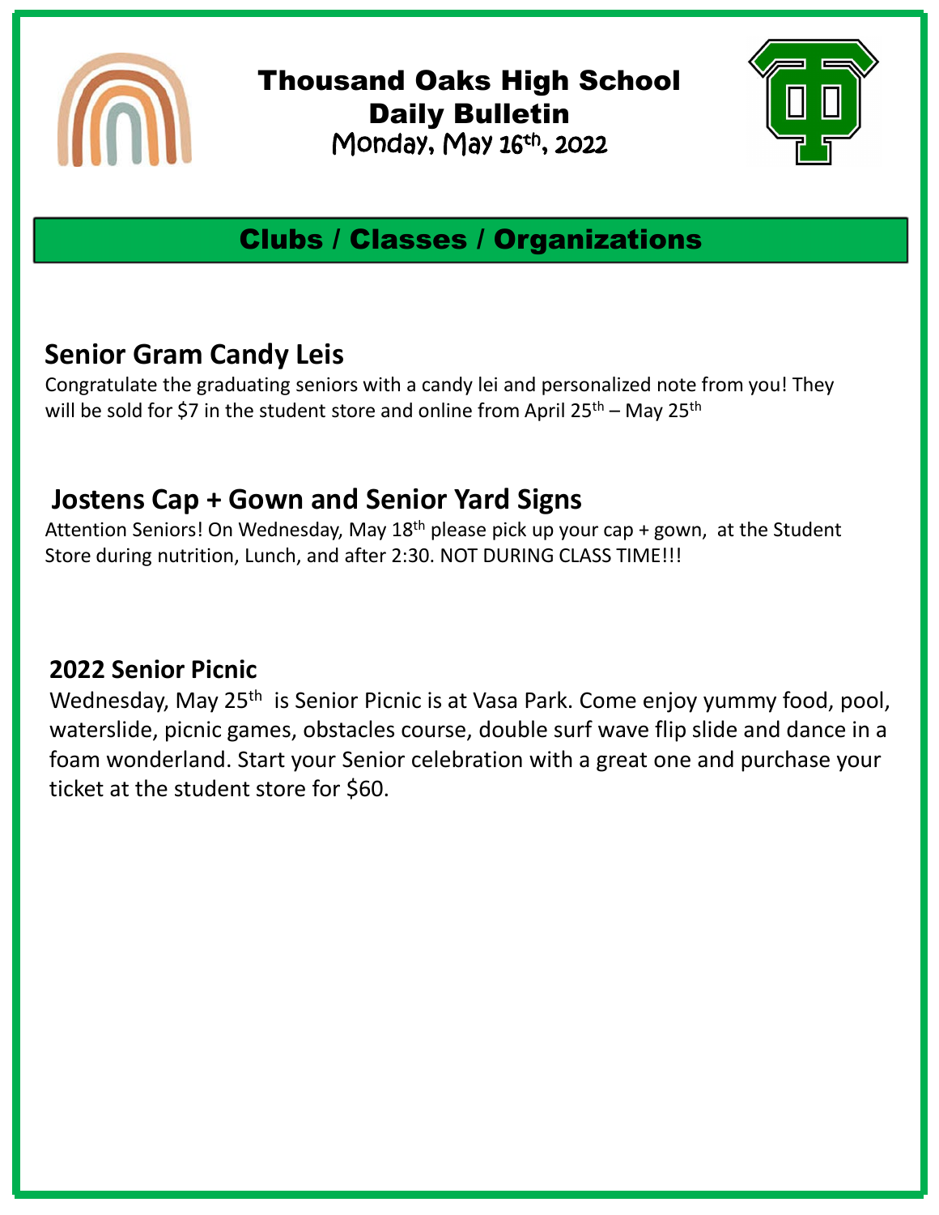# Thousand Oaks High School
## Daily Bulletin
Monday, May 16th, 2022

## Clubs / Classes / Organizations

### Senior Gram Candy Leis

Congratulate the graduating seniors with a candy lei and personalized note from you! They will be sold for $7 in the student store and online from April 25th – May 25th

### Jostens Cap + Gown and Senior Yard Signs

Attention Seniors! On Wednesday, May 18th please pick up your cap + gown, at the Student Store during nutrition, Lunch, and after 2:30. NOT DURING CLASS TIME!!!

### 2022 Senior Picnic

Wednesday, May 25th is Senior Picnic is at Vasa Park. Come enjoy yummy food, pool, waterslide, picnic games, obstacles course, double surf wave flip slide and dance in a foam wonderland. Start your Senior celebration with a great one and purchase your ticket at the student store for $60.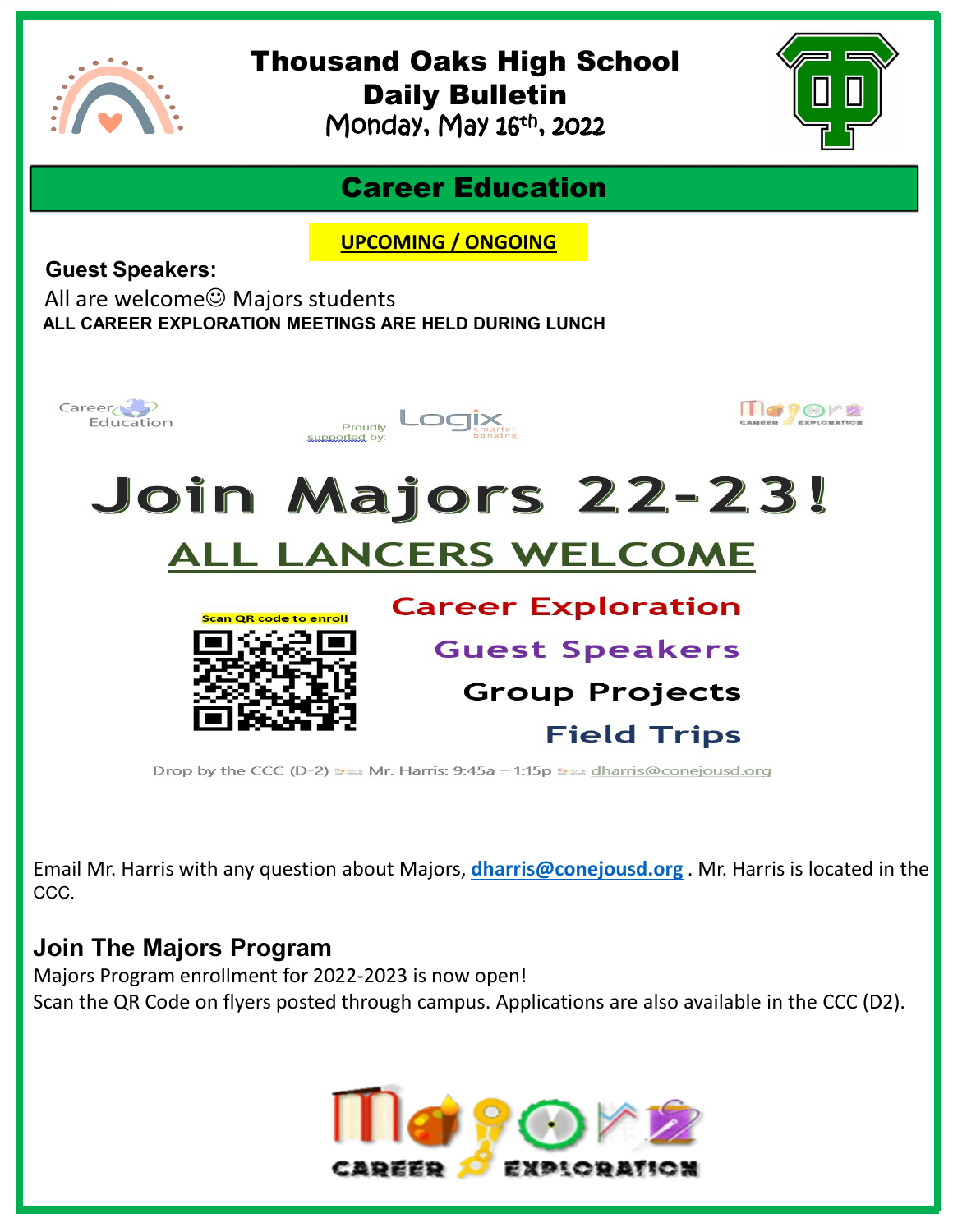# Thousand Oaks High School
## Daily Bulletin
Monday, May 16th, 2022

## Career Education

**UPCOMING / ONGOING**

**Guest Speakers:**
All are welcome☺ Majors students
**ALL CAREER EXPLORATION MEETINGS ARE HELD DURING LUNCH**

Career Education

Proudly supported by: Logix smarter banking

Majors CAREER EXPLORATION

# Join Majors 22-23!

## ALL LANCERS WELCOME

Scan QR code to enroll

Career Exploration

Guest Speakers

Group Projects

Field Trips

Drop by the CCC (D-2) Mr. Harris: 9:45a – 1:15p dharris@conejousd.org

Email Mr. Harris with any question about Majors, **dharris@conejousd.org** . Mr. Harris is located in the CCC.

### Join The Majors Program

Majors Program enrollment for 2022-2023 is now open!
Scan the QR Code on flyers posted through campus. Applications are also available in the CCC (D2).

Majors CAREER EXPLORATION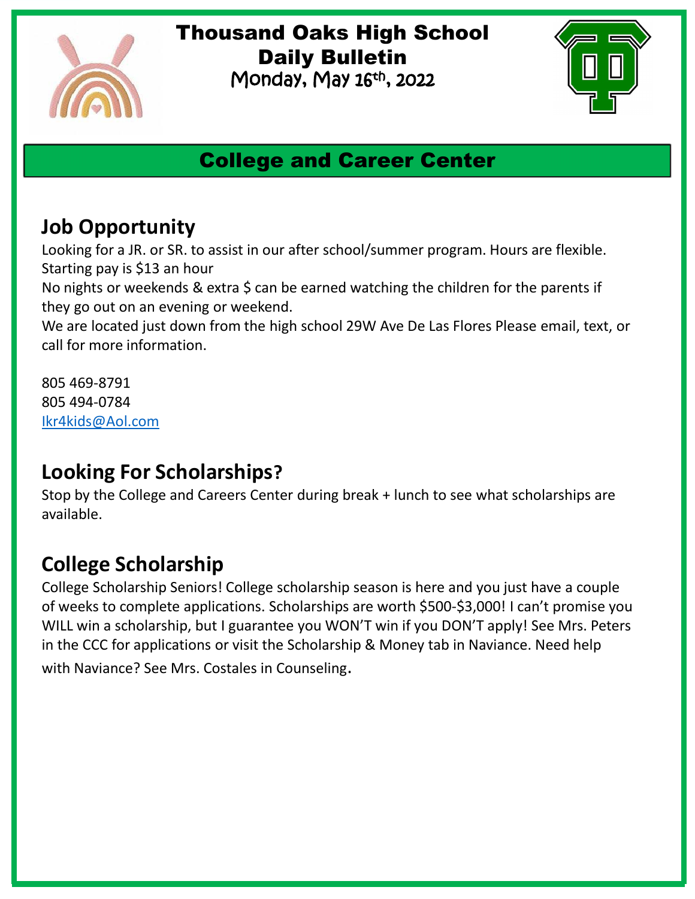# Thousand Oaks High School Daily Bulletin

Monday, May 16th, 2022

## College and Career Center

### Job Opportunity

Looking for a JR. or SR. to assist in our after school/summer program. Hours are flexible. Starting pay is $13 an hour

No nights or weekends & extra $ can be earned watching the children for the parents if they go out on an evening or weekend.

We are located just down from the high school 29W Ave De Las Flores Please email, text, or call for more information.

805 469-8791
805 494-0784
Ikr4kids@Aol.com

### Looking For Scholarships?

Stop by the College and Careers Center during break + lunch to see what scholarships are available.

### College Scholarship

College Scholarship Seniors! College scholarship season is here and you just have a couple of weeks to complete applications. Scholarships are worth $500-$3,000! I can't promise you WILL win a scholarship, but I guarantee you WON'T win if you DON'T apply! See Mrs. Peters in the CCC for applications or visit the Scholarship & Money tab in Naviance. Need help with Naviance? See Mrs. Costales in Counseling.